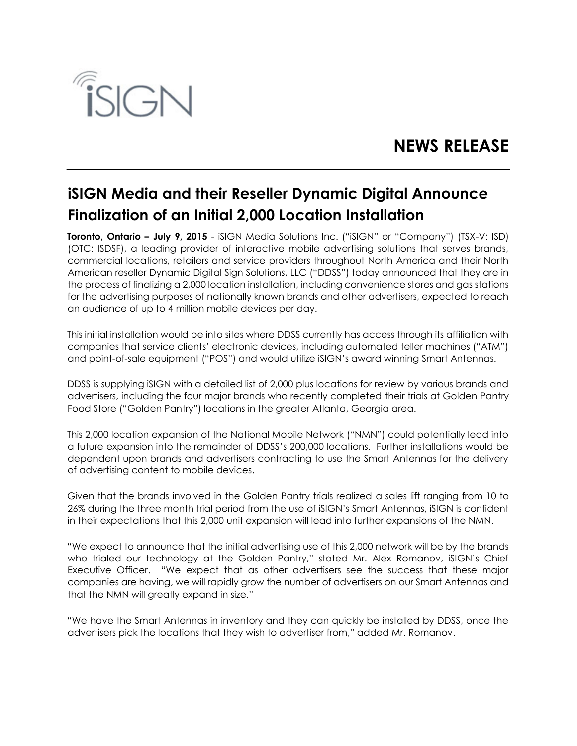iSIGN

# NEWS RELEASE

## iSIGN Media and their Reseller Dynamic Digital Announce Finalization of an Initial 2,000 Location Installation

**Toronto, Ontario – July 9, 2015** - iSIGN Media Solutions Inc. ("iSIGN" or "Company") (TSX-V: ISD) (OTC: ISDSF), a leading provider of interactive mobile advertising solutions that serves brands, commercial locations, retailers and service providers throughout North America and their North American reseller Dynamic Digital Sign Solutions, LLC ("DDSS") today announced that they are in the process of finalizing a 2,000 location installation, including convenience stores and gas stations for the advertising purposes of nationally known brands and other advertisers, expected to reach an audience of up to 4 million mobile devices per day.

This initial installation would be into sites where DDSS currently has access through its affiliation with companies that service clients' electronic devices, including automated teller machines ("ATM") and point-of-sale equipment ("POS") and would utilize iSIGN's award winning Smart Antennas.

DDSS is supplying iSIGN with a detailed list of 2,000 plus locations for review by various brands and advertisers, including the four major brands who recently completed their trials at Golden Pantry Food Store ("Golden Pantry") locations in the greater Atlanta, Georgia area.

This 2,000 location expansion of the National Mobile Network ("NMN") could potentially lead into a future expansion into the remainder of DDSS's 200,000 locations. Further installations would be dependent upon brands and advertisers contracting to use the Smart Antennas for the delivery of advertising content to mobile devices.

Given that the brands involved in the Golden Pantry trials realized a sales lift ranging from 10 to 26% during the three month trial period from the use of iSIGN's Smart Antennas, iSIGN is confident in their expectations that this 2,000 unit expansion will lead into further expansions of the NMN.

"We expect to announce that the initial advertising use of this 2,000 network will be by the brands who trialed our technology at the Golden Pantry," stated Mr. Alex Romanov, iSIGN's Chief Executive Officer. "We expect that as other advertisers see the success that these major companies are having, we will rapidly grow the number of advertisers on our Smart Antennas and that the NMN will greatly expand in size."

"We have the Smart Antennas in inventory and they can quickly be installed by DDSS, once the advertisers pick the locations that they wish to advertiser from," added Mr. Romanov.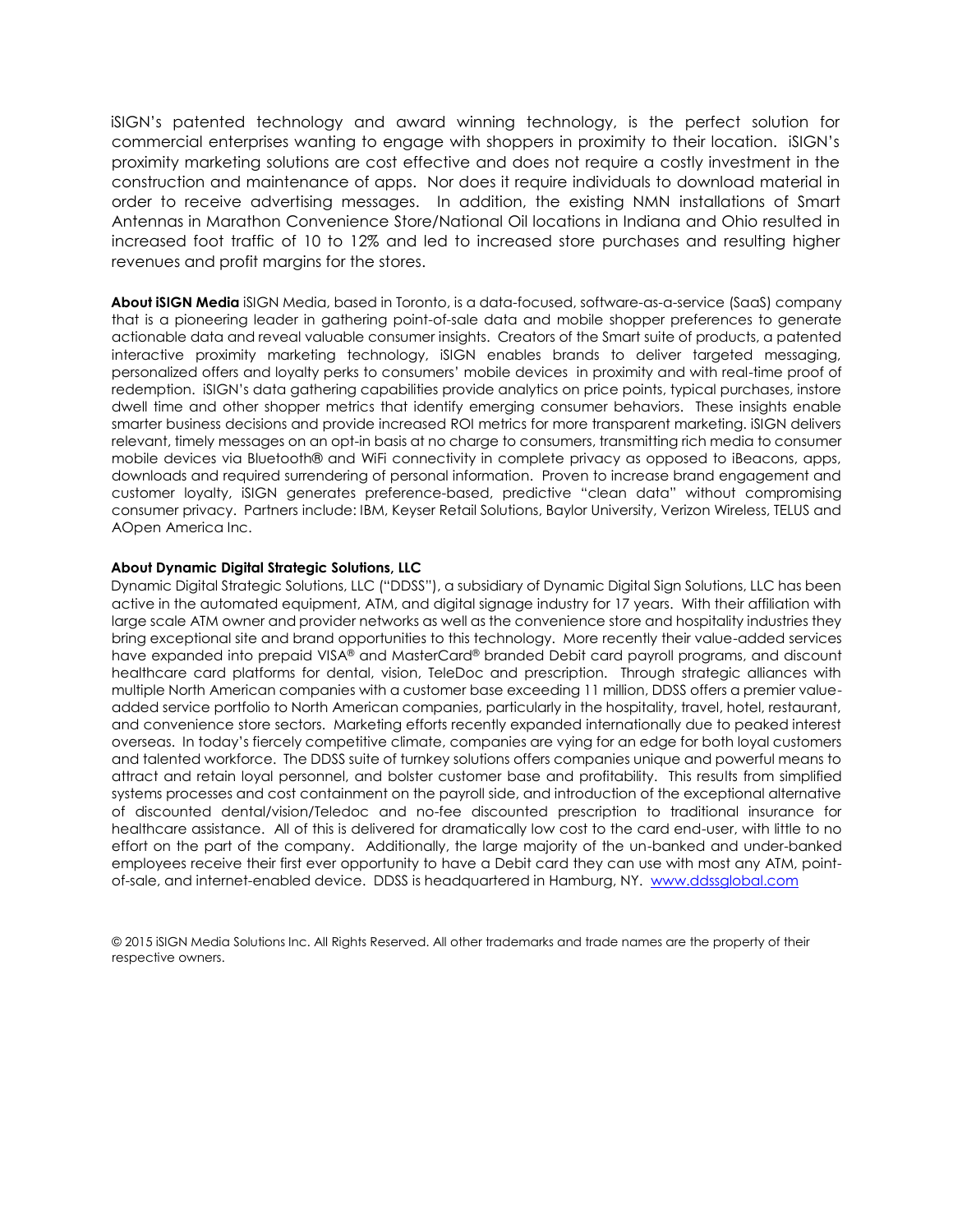iSIGN's patented technology and award winning technology, is the perfect solution for commercial enterprises wanting to engage with shoppers in proximity to their location. iSIGN's proximity marketing solutions are cost effective and does not require a costly investment in the construction and maintenance of apps. Nor does it require individuals to download material in order to receive advertising messages. In addition, the existing NMN installations of Smart Antennas in Marathon Convenience Store/National Oil locations in Indiana and Ohio resulted in increased foot traffic of 10 to 12% and led to increased store purchases and resulting higher revenues and profit margins for the stores.

**About iSIGN Media** iSIGN Media, based in Toronto, is a data-focused, software-as-a-service (SaaS) company that is a pioneering leader in gathering point-of-sale data and mobile shopper preferences to generate actionable data and reveal valuable consumer insights. Creators of the Smart suite of products, a patented interactive proximity marketing technology, iSIGN enables brands to deliver targeted messaging, personalized offers and loyalty perks to consumers' mobile devices in proximity and with real-time proof of redemption. iSIGN's data gathering capabilities provide analytics on price points, typical purchases, instore dwell time and other shopper metrics that identify emerging consumer behaviors. These insights enable smarter business decisions and provide increased ROI metrics for more transparent marketing. iSIGN delivers relevant, timely messages on an opt-in basis at no charge to consumers, transmitting rich media to consumer mobile devices via Bluetooth® and WiFi connectivity in complete privacy as opposed to iBeacons, apps, downloads and required surrendering of personal information. Proven to increase brand engagement and customer loyalty, iSIGN generates preference-based, predictive "clean data" without compromising consumer privacy. Partners include: IBM, Keyser Retail Solutions, Baylor University, Verizon Wireless, TELUS and AOpen America Inc.

**About Dynamic Digital Strategic Solutions, LLC**

Dynamic Digital Strategic Solutions, LLC ("DDSS"), a subsidiary of Dynamic Digital Sign Solutions, LLC has been active in the automated equipment, ATM, and digital signage industry for 17 years. With their affiliation with large scale ATM owner and provider networks as well as the convenience store and hospitality industries they bring exceptional site and brand opportunities to this technology. More recently their value-added services have expanded into prepaid VISA® and MasterCard® branded Debit card payroll programs, and discount healthcare card platforms for dental, vision, TeleDoc and prescription. Through strategic alliances with multiple North American companies with a customer base exceeding 11 million, DDSS offers a premier value-added service portfolio to North American companies, particularly in the hospitality, travel, hotel, restaurant, and convenience store sectors. Marketing efforts recently expanded internationally due to peaked interest overseas. In today's fiercely competitive climate, companies are vying for an edge for both loyal customers and talented workforce. The DDSS suite of turnkey solutions offers companies unique and powerful means to attract and retain loyal personnel, and bolster customer base and profitability. This results from simplified systems processes and cost containment on the payroll side, and introduction of the exceptional alternative of discounted dental/vision/Teledoc and no-fee discounted prescription to traditional insurance for healthcare assistance. All of this is delivered for dramatically low cost to the card end-user, with little to no effort on the part of the company. Additionally, the large majority of the un-banked and under-banked employees receive their first ever opportunity to have a Debit card they can use with most any ATM, point-of-sale, and internet-enabled device. DDSS is headquartered in Hamburg, NY. [www.ddssglobal.com](http://www.ddssglobal.com)

© 2015 iSIGN Media Solutions Inc. All Rights Reserved. All other trademarks and trade names are the property of their respective owners.